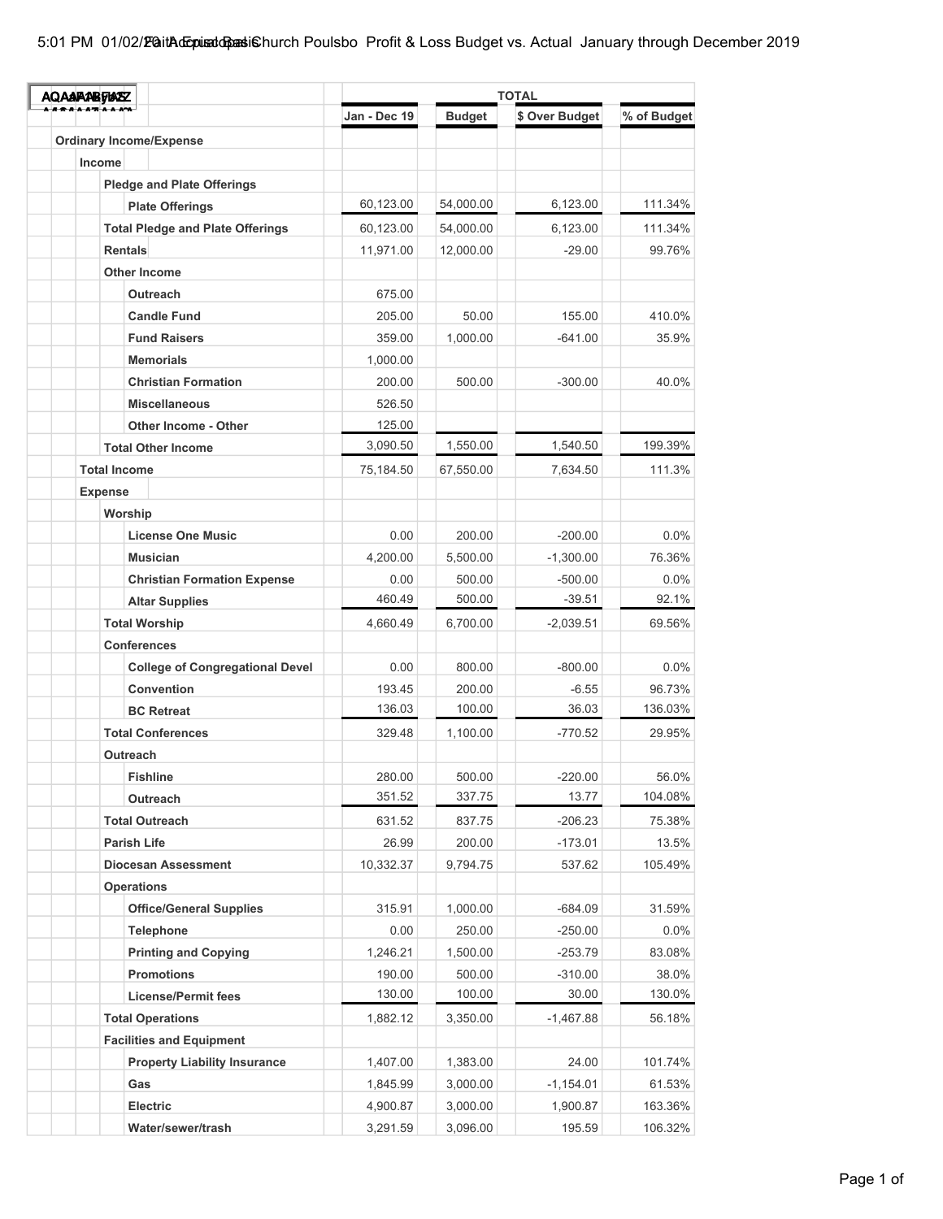# Faith Episcopal Church Poulsbo Profit & Loss Budget vs. Actual January through December 2019

| | Jan - Dec 19 | Budget | $ Over Budget | % of Budget |
|---|---|---|---|---|
| **Ordinary Income/Expense** | | | | |
| **Income** | | | | |
| **Pledge and Plate Offerings** | | | | |
| **Plate Offerings** | 60,123.00 | 54,000.00 | 6,123.00 | 111.34% |
| **Total Pledge and Plate Offerings** | 60,123.00 | 54,000.00 | 6,123.00 | 111.34% |
| **Rentals** | 11,971.00 | 12,000.00 | -29.00 | 99.76% |
| **Other Income** | | | | |
| **Outreach** | 675.00 | | | |
| **Candle Fund** | 205.00 | 50.00 | 155.00 | 410.0% |
| **Fund Raisers** | 359.00 | 1,000.00 | -641.00 | 35.9% |
| **Memorials** | 1,000.00 | | | |
| **Christian Formation** | 200.00 | 500.00 | -300.00 | 40.0% |
| **Miscellaneous** | 526.50 | | | |
| **Other Income - Other** | 125.00 | | | |
| **Total Other Income** | 3,090.50 | 1,550.00 | 1,540.50 | 199.39% |
| **Total Income** | 75,184.50 | 67,550.00 | 7,634.50 | 111.3% |
| **Expense** | | | | |
| **Worship** | | | | |
| **License One Music** | 0.00 | 200.00 | -200.00 | 0.0% |
| **Musician** | 4,200.00 | 5,500.00 | -1,300.00 | 76.36% |
| **Christian Formation Expense** | 0.00 | 500.00 | -500.00 | 0.0% |
| **Altar Supplies** | 460.49 | 500.00 | -39.51 | 92.1% |
| **Total Worship** | 4,660.49 | 6,700.00 | -2,039.51 | 69.56% |
| **Conferences** | | | | |
| **College of Congregational Devel** | 0.00 | 800.00 | -800.00 | 0.0% |
| **Convention** | 193.45 | 200.00 | -6.55 | 96.73% |
| **BC Retreat** | 136.03 | 100.00 | 36.03 | 136.03% |
| **Total Conferences** | 329.48 | 1,100.00 | -770.52 | 29.95% |
| **Outreach** | | | | |
| **Fishline** | 280.00 | 500.00 | -220.00 | 56.0% |
| **Outreach** | 351.52 | 337.75 | 13.77 | 104.08% |
| **Total Outreach** | 631.52 | 837.75 | -206.23 | 75.38% |
| **Parish Life** | 26.99 | 200.00 | -173.01 | 13.5% |
| **Diocesan Assessment** | 10,332.37 | 9,794.75 | 537.62 | 105.49% |
| **Operations** | | | | |
| **Office/General Supplies** | 315.91 | 1,000.00 | -684.09 | 31.59% |
| **Telephone** | 0.00 | 250.00 | -250.00 | 0.0% |
| **Printing and Copying** | 1,246.21 | 1,500.00 | -253.79 | 83.08% |
| **Promotions** | 190.00 | 500.00 | -310.00 | 38.0% |
| **License/Permit fees** | 130.00 | 100.00 | 30.00 | 130.0% |
| **Total Operations** | 1,882.12 | 3,350.00 | -1,467.88 | 56.18% |
| **Facilities and Equipment** | | | | |
| **Property Liability Insurance** | 1,407.00 | 1,383.00 | 24.00 | 101.74% |
| **Gas** | 1,845.99 | 3,000.00 | -1,154.01 | 61.53% |
| **Electric** | 4,900.87 | 3,000.00 | 1,900.87 | 163.36% |
| **Water/sewer/trash** | 3,291.59 | 3,096.00 | 195.59 | 106.32% |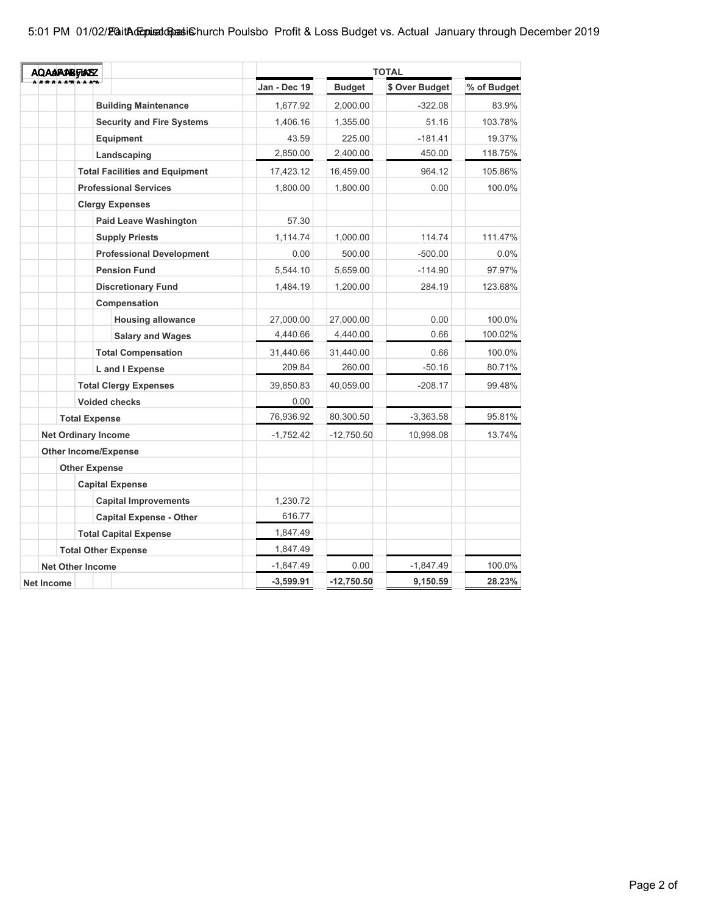| | TOTAL | | | |
|---|---|---|---|---|
| | Jan - Dec 19 | Budget | $ Over Budget | % of Budget |
| Building Maintenance | 1,677.92 | 2,000.00 | -322.08 | 83.9% |
| Security and Fire Systems | 1,406.16 | 1,355.00 | 51.16 | 103.78% |
| Equipment | 43.59 | 225.00 | -181.41 | 19.37% |
| Landscaping | 2,850.00 | 2,400.00 | 450.00 | 118.75% |
| Total Facilities and Equipment | 17,423.12 | 16,459.00 | 964.12 | 105.86% |
| Professional Services | 1,800.00 | 1,800.00 | 0.00 | 100.0% |
| Clergy Expenses | | | | |
| Paid Leave Washington | 57.30 | | | |
| Supply Priests | 1,114.74 | 1,000.00 | 114.74 | 111.47% |
| Professional Development | 0.00 | 500.00 | -500.00 | 0.0% |
| Pension Fund | 5,544.10 | 5,659.00 | -114.90 | 97.97% |
| Discretionary Fund | 1,484.19 | 1,200.00 | 284.19 | 123.68% |
| Compensation | | | | |
| Housing allowance | 27,000.00 | 27,000.00 | 0.00 | 100.0% |
| Salary and Wages | 4,440.66 | 4,440.00 | 0.66 | 100.02% |
| Total Compensation | 31,440.66 | 31,440.00 | 0.66 | 100.0% |
| L and I Expense | 209.84 | 260.00 | -50.16 | 80.71% |
| Total Clergy Expenses | 39,850.83 | 40,059.00 | -208.17 | 99.48% |
| Voided checks | 0.00 | | | |
| Total Expense | 76,936.92 | 80,300.50 | -3,363.58 | 95.81% |
| Net Ordinary Income | -1,752.42 | -12,750.50 | 10,998.08 | 13.74% |
| Other Income/Expense | | | | |
| Other Expense | | | | |
| Capital Expense | | | | |
| Capital Improvements | 1,230.72 | | | |
| Capital Expense - Other | 616.77 | | | |
| Total Capital Expense | 1,847.49 | | | |
| Total Other Expense | 1,847.49 | | | |
| Net Other Income | -1,847.49 | 0.00 | -1,847.49 | 100.0% |
| **Net Income** | **-3,599.91** | **-12,750.50** | **9,150.59** | **28.23%** |